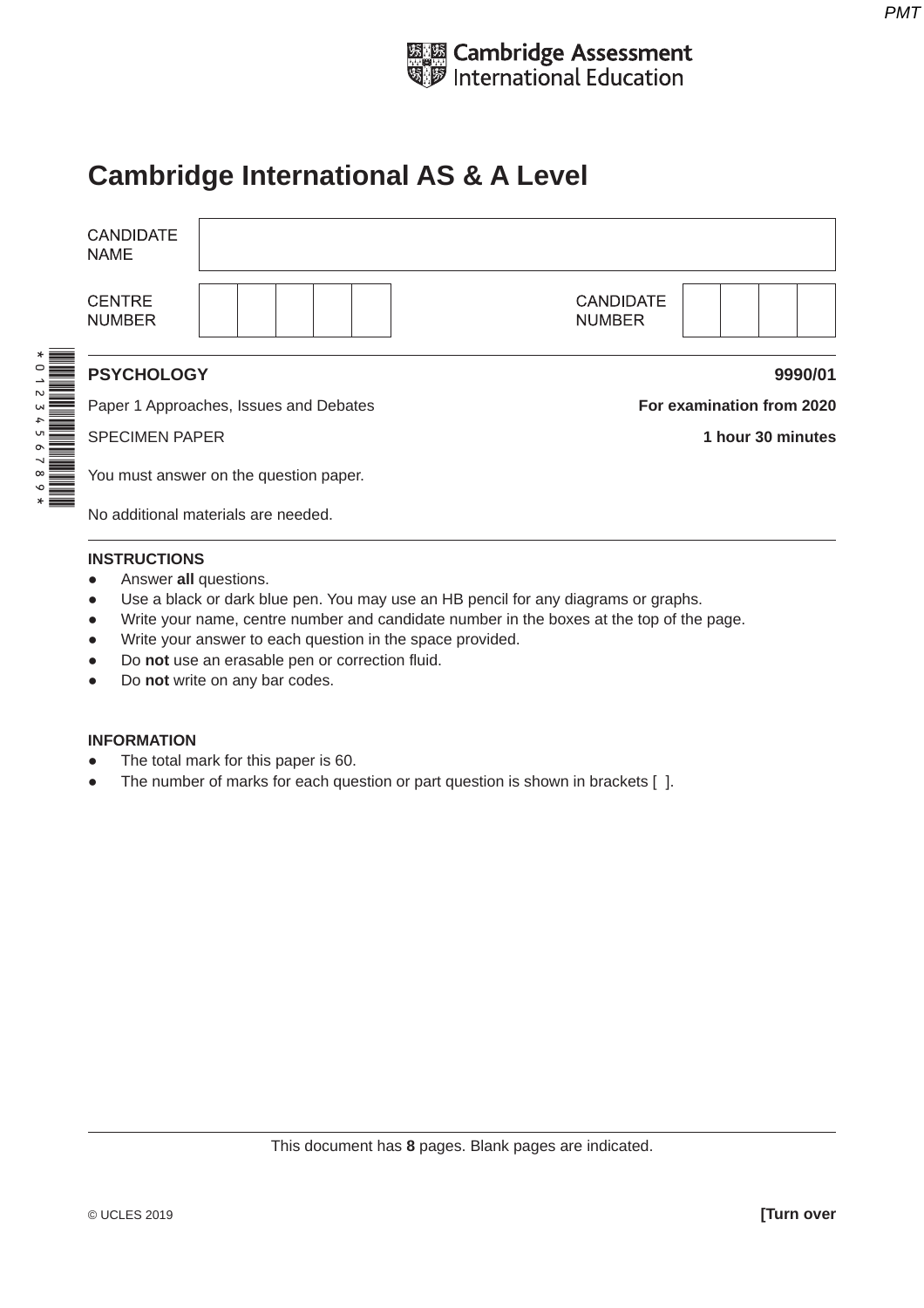Cambridge Assessment International Education

# Cambridge International AS & A Level

| CANDIDATE NAME | |
|---|---|

| CENTRE NUMBER | | CANDIDATE NUMBER | |
|---|---|---|---|

**PSYCHOLOGY** **9990/01**

Paper 1 Approaches, Issues and Debates **For examination from 2020**

SPECIMEN PAPER **1 hour 30 minutes**

You must answer on the question paper.

No additional materials are needed.

**INSTRUCTIONS**

- Answer **all** questions.
- Use a black or dark blue pen. You may use an HB pencil for any diagrams or graphs.
- Write your name, centre number and candidate number in the boxes at the top of the page.
- Write your answer to each question in the space provided.
- Do **not** use an erasable pen or correction fluid.
- Do **not** write on any bar codes.

**INFORMATION**

- The total mark for this paper is 60.
- The number of marks for each question or part question is shown in brackets [ ].

This document has **8** pages. Blank pages are indicated.

© UCLES 2019 **[Turn over**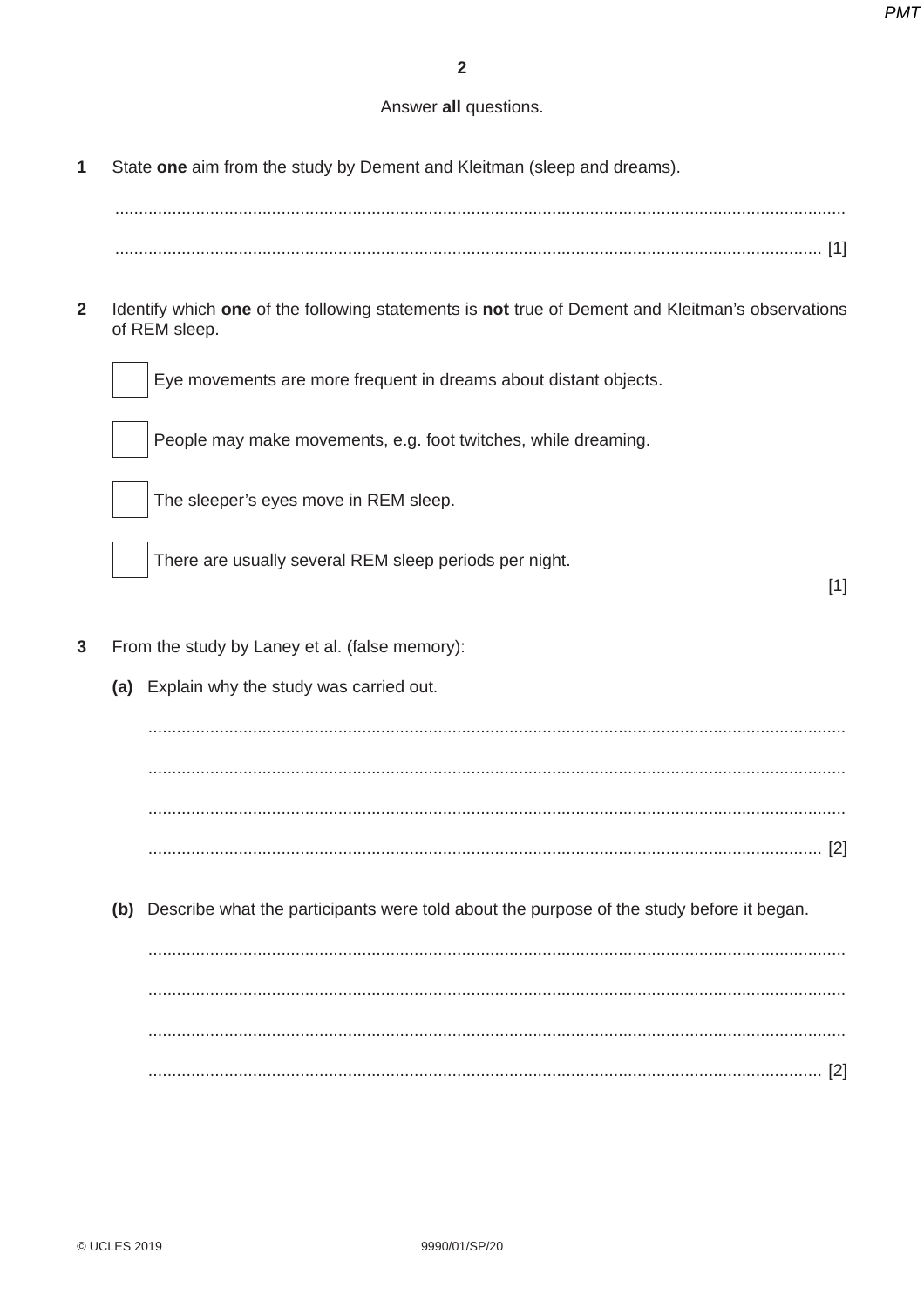Answer **all** questions.

**1** State **one** aim from the study by Dement and Kleitman (sleep and dreams).

..........................................................................................................................................

.......................................................................................................................................... [1]

**2** Identify which **one** of the following statements is **not** true of Dement and Kleitman's observations of REM sleep.

☐ Eye movements are more frequent in dreams about distant objects.

☐ People may make movements, e.g. foot twitches, while dreaming.

☐ The sleeper's eyes move in REM sleep.

☐ There are usually several REM sleep periods per night.

[1]

**3** From the study by Laney et al. (false memory):

**(a)** Explain why the study was carried out.

..........................................................................................................................................

..........................................................................................................................................

..........................................................................................................................................

.......................................................................................................................................... [2]

**(b)** Describe what the participants were told about the purpose of the study before it began.

..........................................................................................................................................

..........................................................................................................................................

..........................................................................................................................................

.......................................................................................................................................... [2]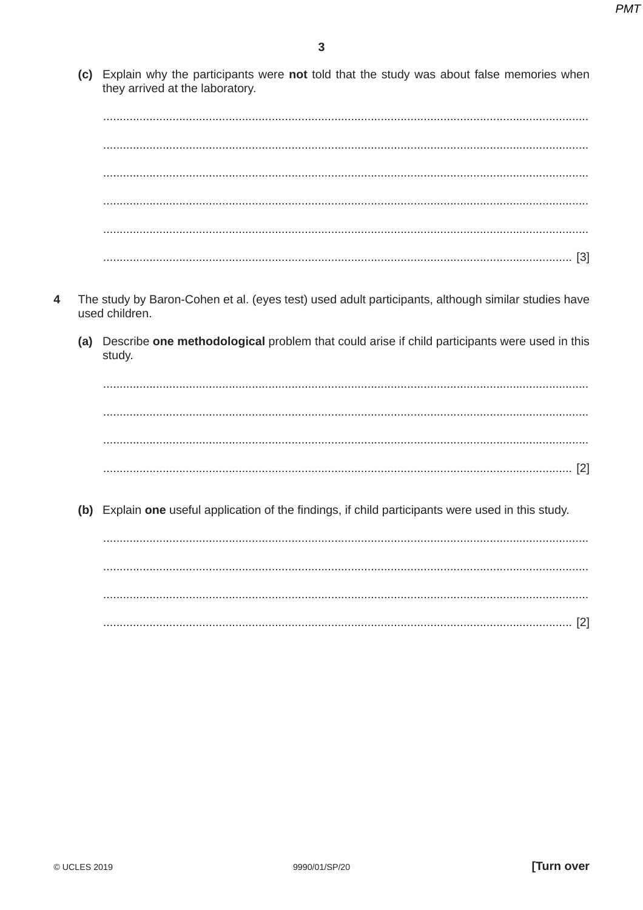**(c)** Explain why the participants were **not** told that the study was about false memories when they arrived at the laboratory.

.......................................................................................................................................................

.......................................................................................................................................................

.......................................................................................................................................................

.......................................................................................................................................................

.......................................................................................................................................................

.................................................................................................................................................. [3]

**4** The study by Baron-Cohen et al. (eyes test) used adult participants, although similar studies have used children.

**(a)** Describe **one methodological** problem that could arise if child participants were used in this study.

.......................................................................................................................................................

.......................................................................................................................................................

.......................................................................................................................................................

.................................................................................................................................................. [2]

**(b)** Explain **one** useful application of the findings, if child participants were used in this study.

.......................................................................................................................................................

.......................................................................................................................................................

.......................................................................................................................................................

.................................................................................................................................................. [2]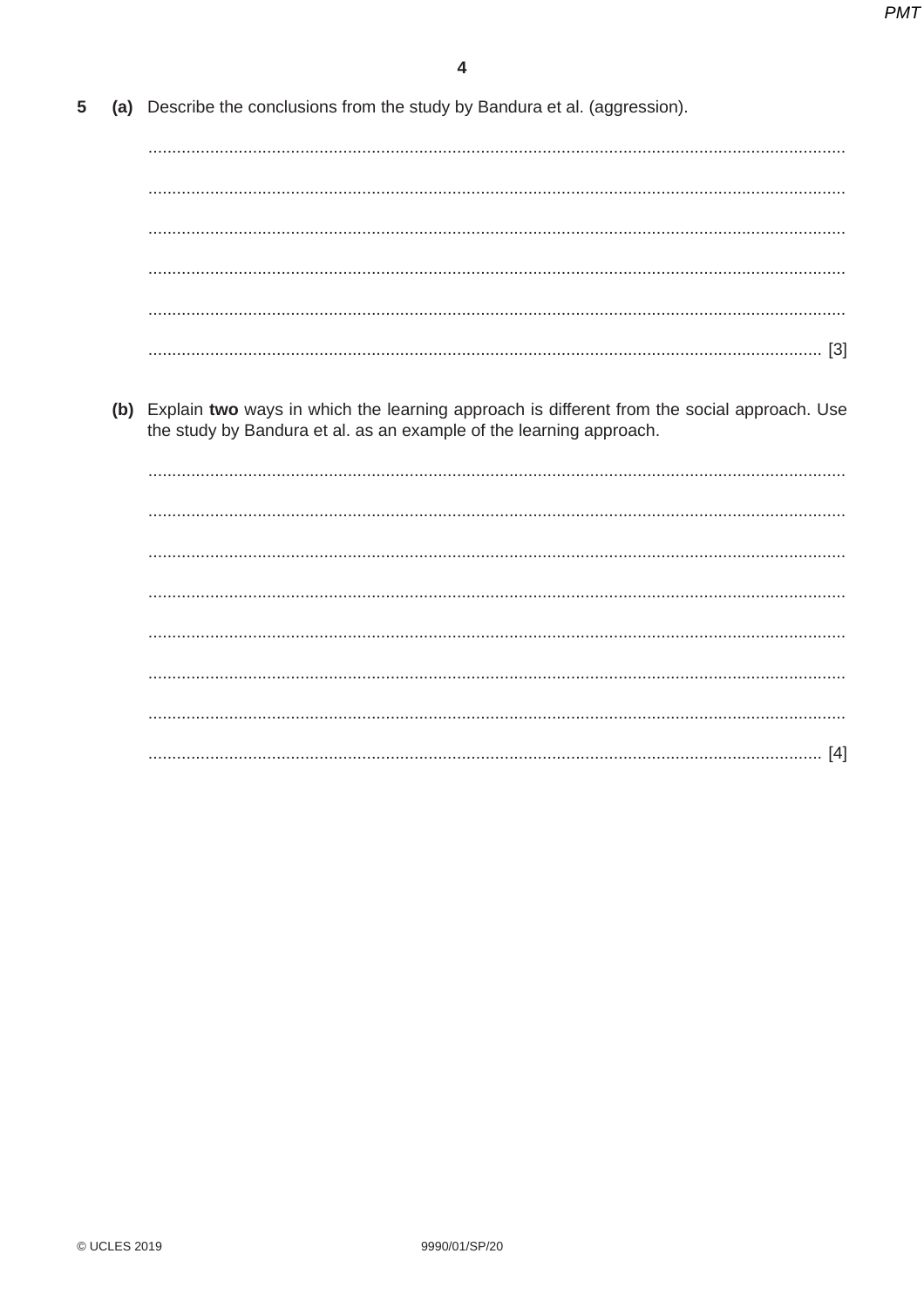5 (a) Describe the conclusions from the study by Bandura et al. (aggression).

..........................................................................................................................................

..........................................................................................................................................

..........................................................................................................................................

..........................................................................................................................................

..........................................................................................................................................

.................................................................................................................................... [3]

(b) Explain **two** ways in which the learning approach is different from the social approach. Use the study by Bandura et al. as an example of the learning approach.

..........................................................................................................................................

..........................................................................................................................................

..........................................................................................................................................

..........................................................................................................................................

..........................................................................................................................................

..........................................................................................................................................

..........................................................................................................................................

.................................................................................................................................... [4]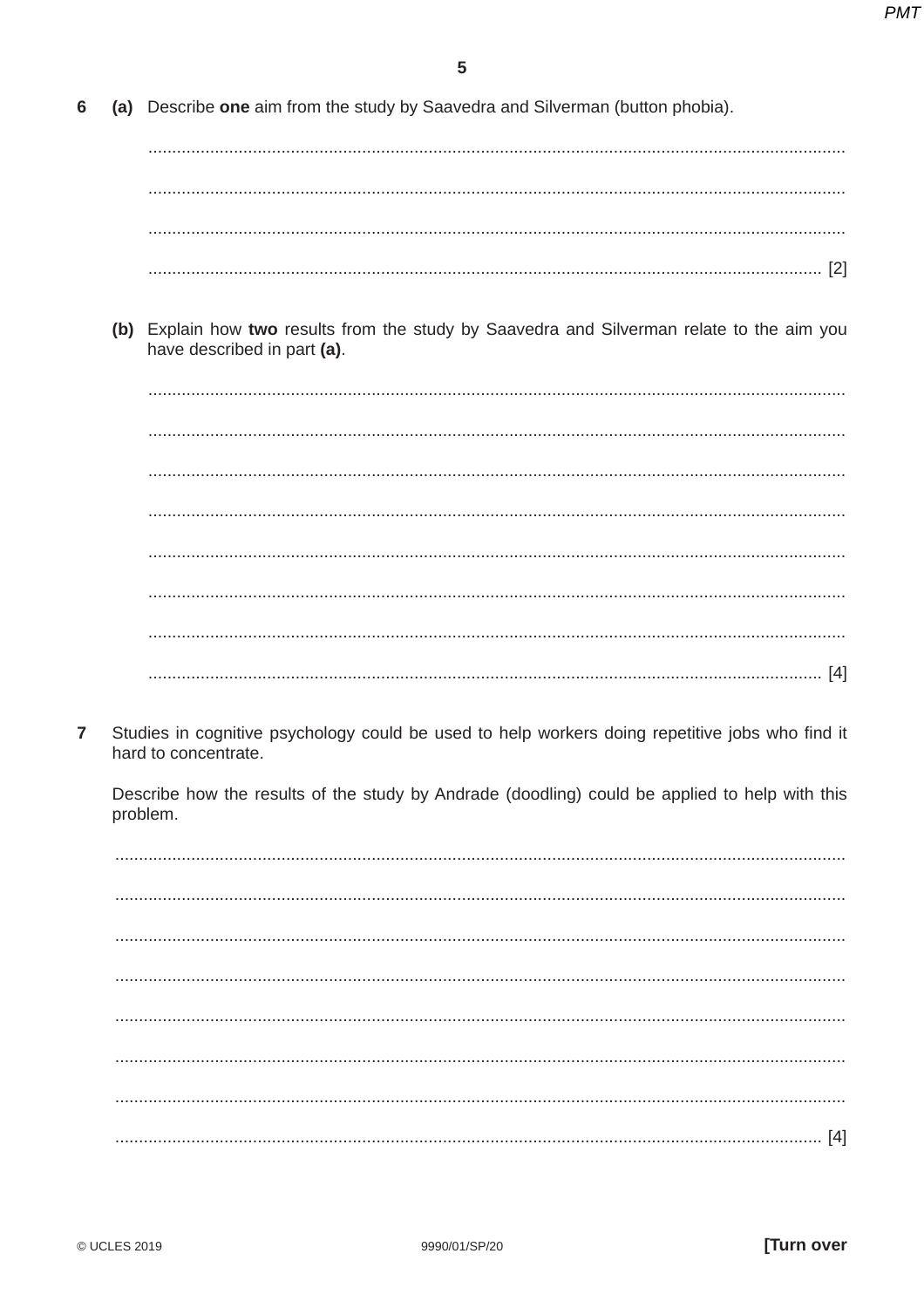**6** **(a)** Describe **one** aim from the study by Saavedra and Silverman (button phobia).

.......................................................................................................................................

.......................................................................................................................................

.......................................................................................................................................

................................................................................................................................... [2]

**(b)** Explain how **two** results from the study by Saavedra and Silverman relate to the aim you have described in part **(a)**.

.......................................................................................................................................

.......................................................................................................................................

.......................................................................................................................................

.......................................................................................................................................

.......................................................................................................................................

.......................................................................................................................................

.......................................................................................................................................

................................................................................................................................... [4]

**7** Studies in cognitive psychology could be used to help workers doing repetitive jobs who find it hard to concentrate.

Describe how the results of the study by Andrade (doodling) could be applied to help with this problem.

.......................................................................................................................................

.......................................................................................................................................

.......................................................................................................................................

.......................................................................................................................................

.......................................................................................................................................

.......................................................................................................................................

.......................................................................................................................................

................................................................................................................................... [4]

© UCLES 2019 9990/01/SP/20 **[Turn over**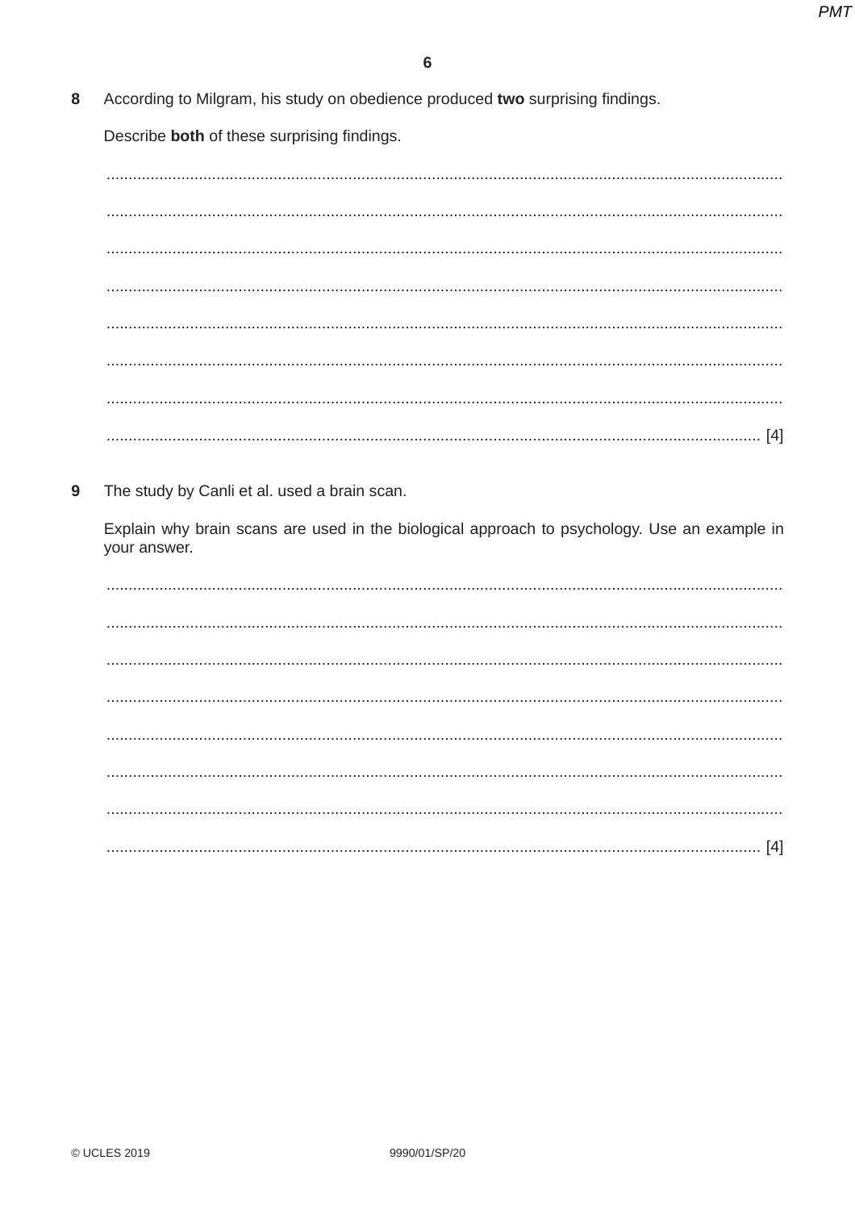**8** According to Milgram, his study on obedience produced **two** surprising findings.

Describe **both** of these surprising findings.

..........................................................................................................................................

..........................................................................................................................................

..........................................................................................................................................

..........................................................................................................................................

..........................................................................................................................................

..........................................................................................................................................

..........................................................................................................................................

.................................................................................................................................... [4]

**9** The study by Canli et al. used a brain scan.

Explain why brain scans are used in the biological approach to psychology. Use an example in your answer.

..........................................................................................................................................

..........................................................................................................................................

..........................................................................................................................................

..........................................................................................................................................

..........................................................................................................................................

..........................................................................................................................................

..........................................................................................................................................

.................................................................................................................................... [4]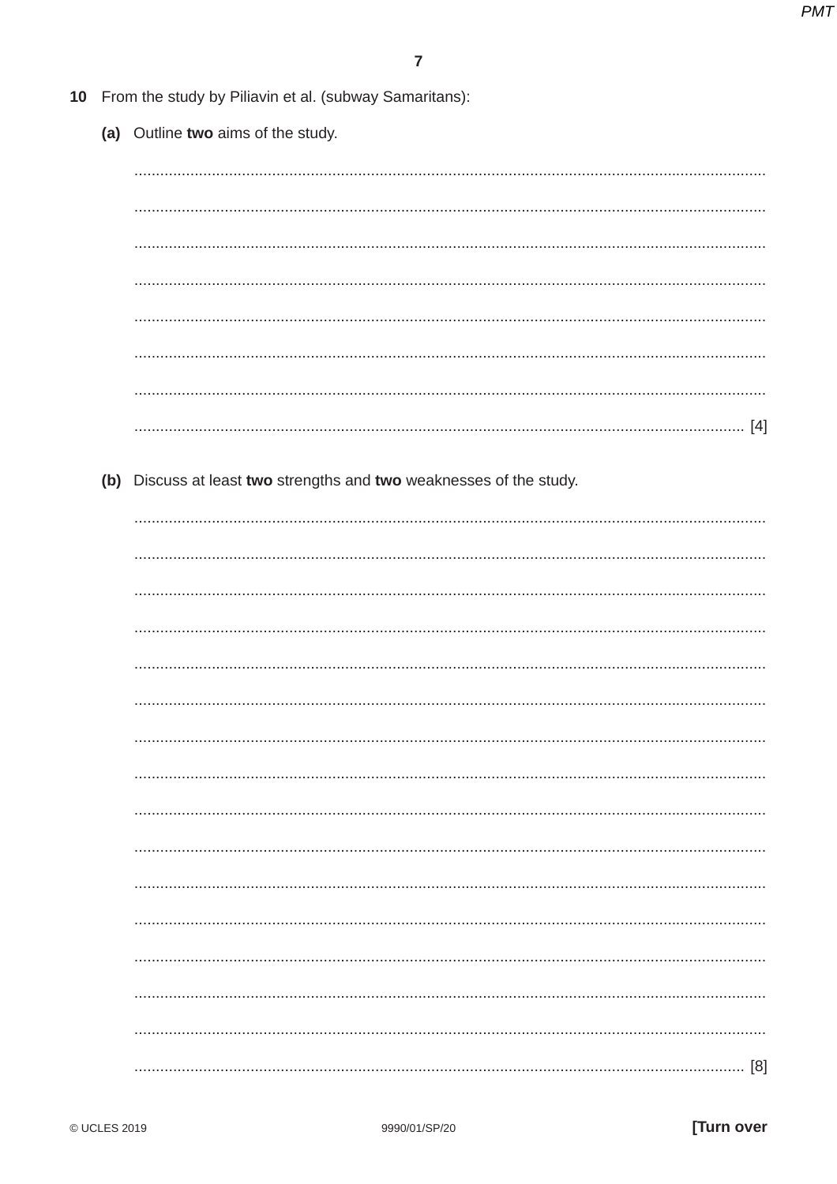10 From the study by Piliavin et al. (subway Samaritans):

**(a)** Outline **two** aims of the study.

........................................................................................................................................

........................................................................................................................................

........................................................................................................................................

........................................................................................................................................

........................................................................................................................................

........................................................................................................................................

........................................................................................................................................

.................................................................................................................................. [4]

**(b)** Discuss at least **two** strengths and **two** weaknesses of the study.

........................................................................................................................................

........................................................................................................................................

........................................................................................................................................

........................................................................................................................................

........................................................................................................................................

........................................................................................................................................

........................................................................................................................................

........................................................................................................................................

........................................................................................................................................

........................................................................................................................................

........................................................................................................................................

........................................................................................................................................

........................................................................................................................................

........................................................................................................................................

........................................................................................................................................

.................................................................................................................................. [8]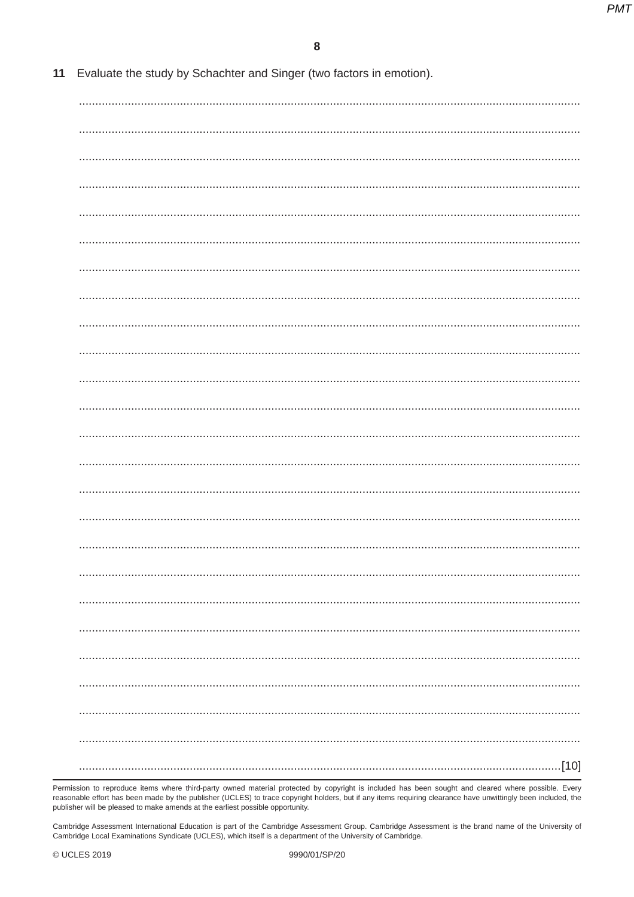**11** Evaluate the study by Schachter and Singer (two factors in emotion).

..................................................................................................................................................[10]

Permission to reproduce items where third-party owned material protected by copyright is included has been sought and cleared where possible. Every reasonable effort has been made by the publisher (UCLES) to trace copyright holders, but if any items requiring clearance have unwittingly been included, the publisher will be pleased to make amends at the earliest possible opportunity.

Cambridge Assessment International Education is part of the Cambridge Assessment Group. Cambridge Assessment is the brand name of the University of Cambridge Local Examinations Syndicate (UCLES), which itself is a department of the University of Cambridge.